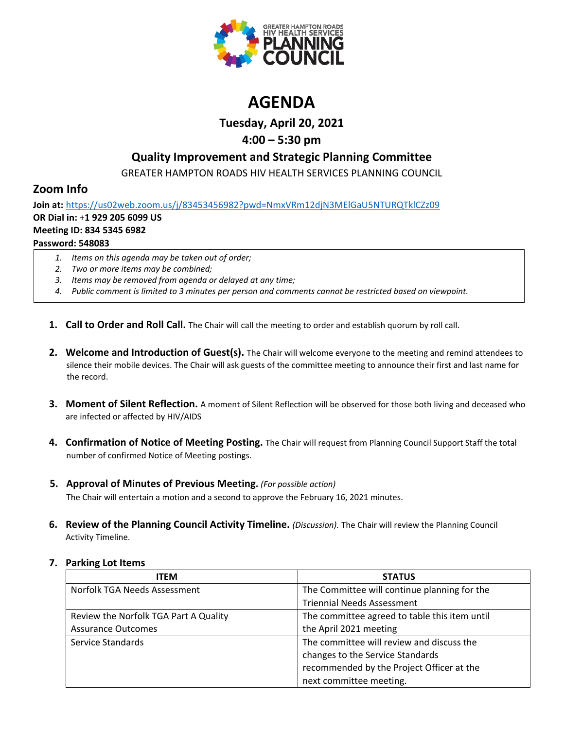GREATER HAMPTON ROADS HIV HEALTH SERVICES PLANNING COUNCIL

# AGENDA

## Tuesday, April 20, 2021

## 4:00 – 5:30 pm

## Quality Improvement and Strategic Planning Committee

GREATER HAMPTON ROADS HIV HEALTH SERVICES PLANNING COUNCIL

## Zoom Info

**Join at:** https://us02web.zoom.us/j/83453456982?pwd=NmxVRm12djN3MElGaU5NTURQTklCZz09
**OR Dial in:** +**1 929 205 6099 US**
**Meeting ID: 834 5345 6982**
**Password: 548083**

1. *Items on this agenda may be taken out of order;*
2. *Two or more items may be combined;*
3. *Items may be removed from agenda or delayed at any time;*
4. *Public comment is limited to 3 minutes per person and comments cannot be restricted based on viewpoint.*

1. **Call to Order and Roll Call.** The Chair will call the meeting to order and establish quorum by roll call.

2. **Welcome and Introduction of Guest(s).** The Chair will welcome everyone to the meeting and remind attendees to silence their mobile devices. The Chair will ask guests of the committee meeting to announce their first and last name for the record.

3. **Moment of Silent Reflection.** A moment of Silent Reflection will be observed for those both living and deceased who are infected or affected by HIV/AIDS

4. **Confirmation of Notice of Meeting Posting.** The Chair will request from Planning Council Support Staff the total number of confirmed Notice of Meeting postings.

5. **Approval of Minutes of Previous Meeting.** *(For possible action)* The Chair will entertain a motion and a second to approve the February 16, 2021 minutes.

6. **Review of the Planning Council Activity Timeline.** *(Discussion).* The Chair will review the Planning Council Activity Timeline.

7. **Parking Lot Items**

| ITEM | STATUS |
|---|---|
| Norfolk TGA Needs Assessment | The Committee will continue planning for the Triennial Needs Assessment |
| Review the Norfolk TGA Part A Quality Assurance Outcomes | The committee agreed to table this item until the April 2021 meeting |
| Service Standards | The committee will review and discuss the changes to the Service Standards recommended by the Project Officer at the next committee meeting. |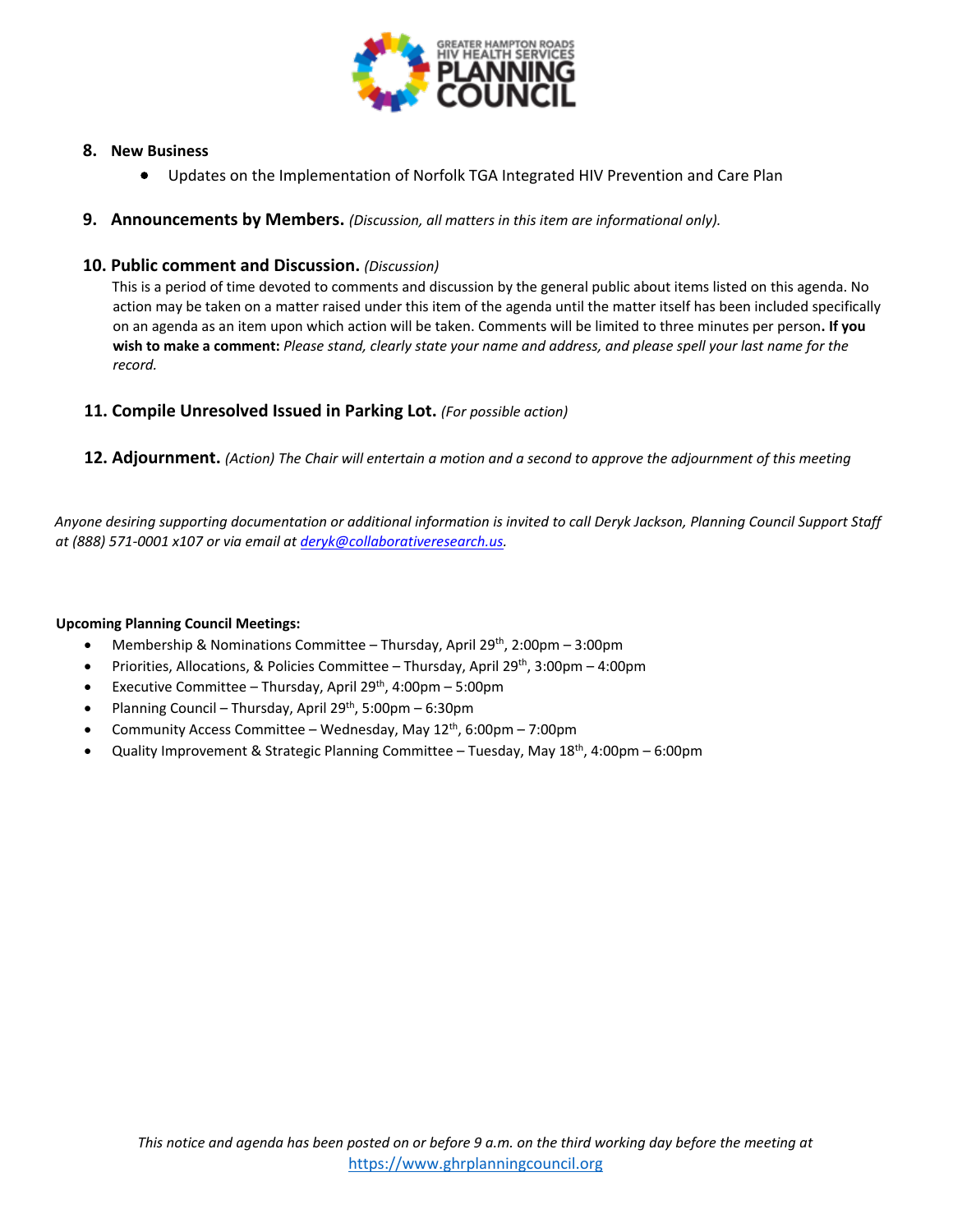8. **New Business**
   - Updates on the Implementation of Norfolk TGA Integrated HIV Prevention and Care Plan

9. **Announcements by Members.** *(Discussion, all matters in this item are informational only).*

10. **Public comment and Discussion.** *(Discussion)*
    This is a period of time devoted to comments and discussion by the general public about items listed on this agenda. No action may be taken on a matter raised under this item of the agenda until the matter itself has been included specifically on an agenda as an item upon which action will be taken. Comments will be limited to three minutes per person**. If you wish to make a comment:** *Please stand, clearly state your name and address, and please spell your last name for the record.*

11. **Compile Unresolved Issued in Parking Lot.** *(For possible action)*

12. **Adjournment.** *(Action) The Chair will entertain a motion and a second to approve the adjournment of this meeting*

*Anyone desiring supporting documentation or additional information is invited to call Deryk Jackson, Planning Council Support Staff at (888) 571-0001 x107 or via email at [deryk@collaborativeresearch.us](mailto:deryk@collaborativeresearch.us).*

**Upcoming Planning Council Meetings:**

- Membership & Nominations Committee – Thursday, April 29th, 2:00pm – 3:00pm
- Priorities, Allocations, & Policies Committee – Thursday, April 29th, 3:00pm – 4:00pm
- Executive Committee – Thursday, April 29th, 4:00pm – 5:00pm
- Planning Council – Thursday, April 29th, 5:00pm – 6:30pm
- Community Access Committee – Wednesday, May 12th, 6:00pm – 7:00pm
- Quality Improvement & Strategic Planning Committee – Tuesday, May 18th, 4:00pm – 6:00pm

*This notice and agenda has been posted on or before 9 a.m. on the third working day before the meeting at* [https://www.ghrplanningcouncil.org](https://www.ghrplanningcouncil.org)